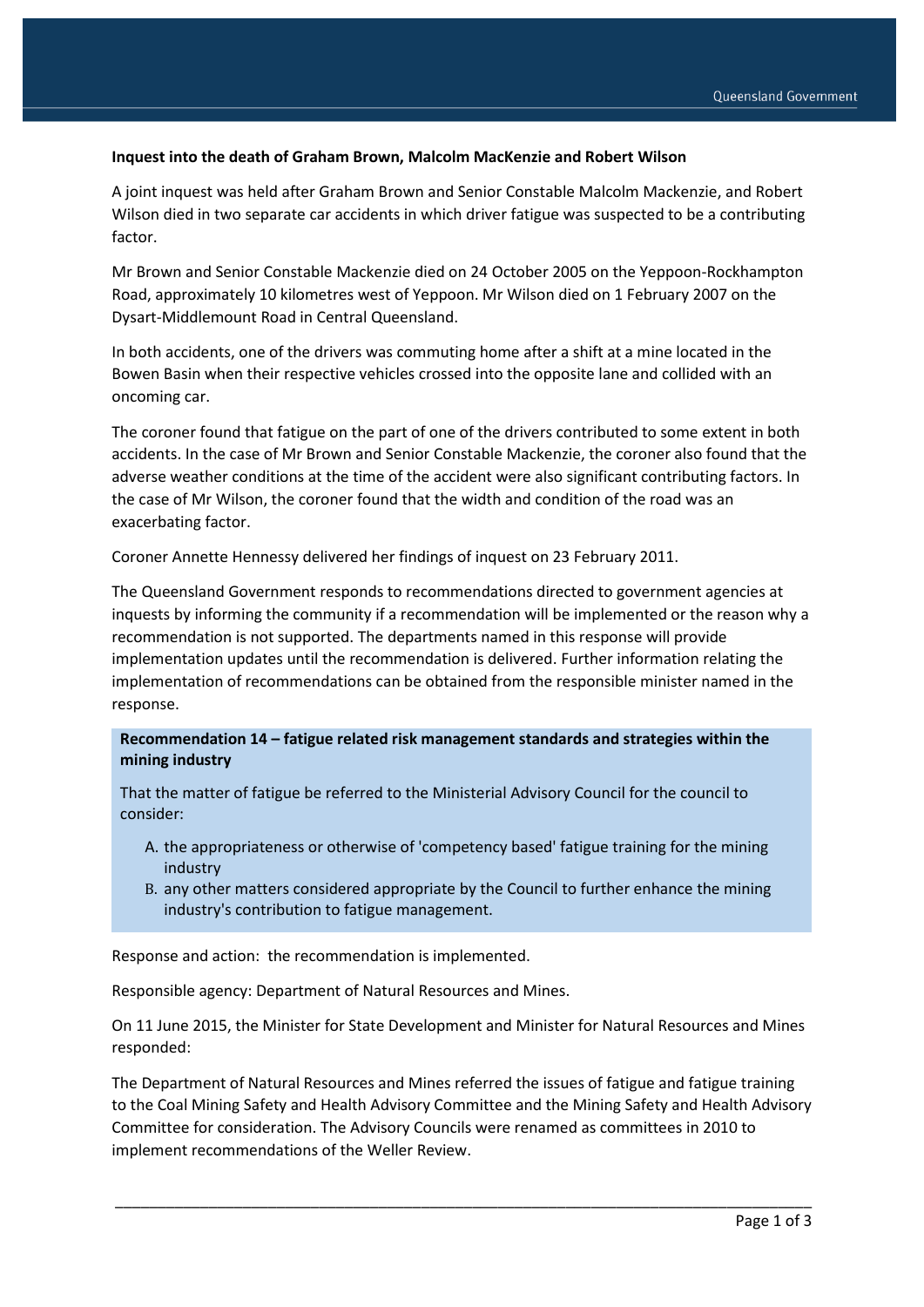**Inquest into the death of Graham Brown, Malcolm MacKenzie and Robert Wilson**

A joint inquest was held after Graham Brown and Senior Constable Malcolm Mackenzie, and Robert Wilson died in two separate car accidents in which driver fatigue was suspected to be a contributing factor.

Mr Brown and Senior Constable Mackenzie died on 24 October 2005 on the Yeppoon-Rockhampton Road, approximately 10 kilometres west of Yeppoon. Mr Wilson died on 1 February 2007 on the Dysart-Middlemount Road in Central Queensland.

In both accidents, one of the drivers was commuting home after a shift at a mine located in the Bowen Basin when their respective vehicles crossed into the opposite lane and collided with an oncoming car.

The coroner found that fatigue on the part of one of the drivers contributed to some extent in both accidents. In the case of Mr Brown and Senior Constable Mackenzie, the coroner also found that the adverse weather conditions at the time of the accident were also significant contributing factors. In the case of Mr Wilson, the coroner found that the width and condition of the road was an exacerbating factor.

Coroner Annette Hennessy delivered her findings of inquest on 23 February 2011.

The Queensland Government responds to recommendations directed to government agencies at inquests by informing the community if a recommendation will be implemented or the reason why a recommendation is not supported. The departments named in this response will provide implementation updates until the recommendation is delivered. Further information relating the implementation of recommendations can be obtained from the responsible minister named in the response.

**Recommendation 14 – fatigue related risk management standards and strategies within the mining industry**

That the matter of fatigue be referred to the Ministerial Advisory Council for the council to consider:

A. the appropriateness or otherwise of 'competency based' fatigue training for the mining industry
B. any other matters considered appropriate by the Council to further enhance the mining industry's contribution to fatigue management.

Response and action: the recommendation is implemented.

Responsible agency: Department of Natural Resources and Mines.

On 11 June 2015, the Minister for State Development and Minister for Natural Resources and Mines responded:

The Department of Natural Resources and Mines referred the issues of fatigue and fatigue training to the Coal Mining Safety and Health Advisory Committee and the Mining Safety and Health Advisory Committee for consideration. The Advisory Councils were renamed as committees in 2010 to implement recommendations of the Weller Review.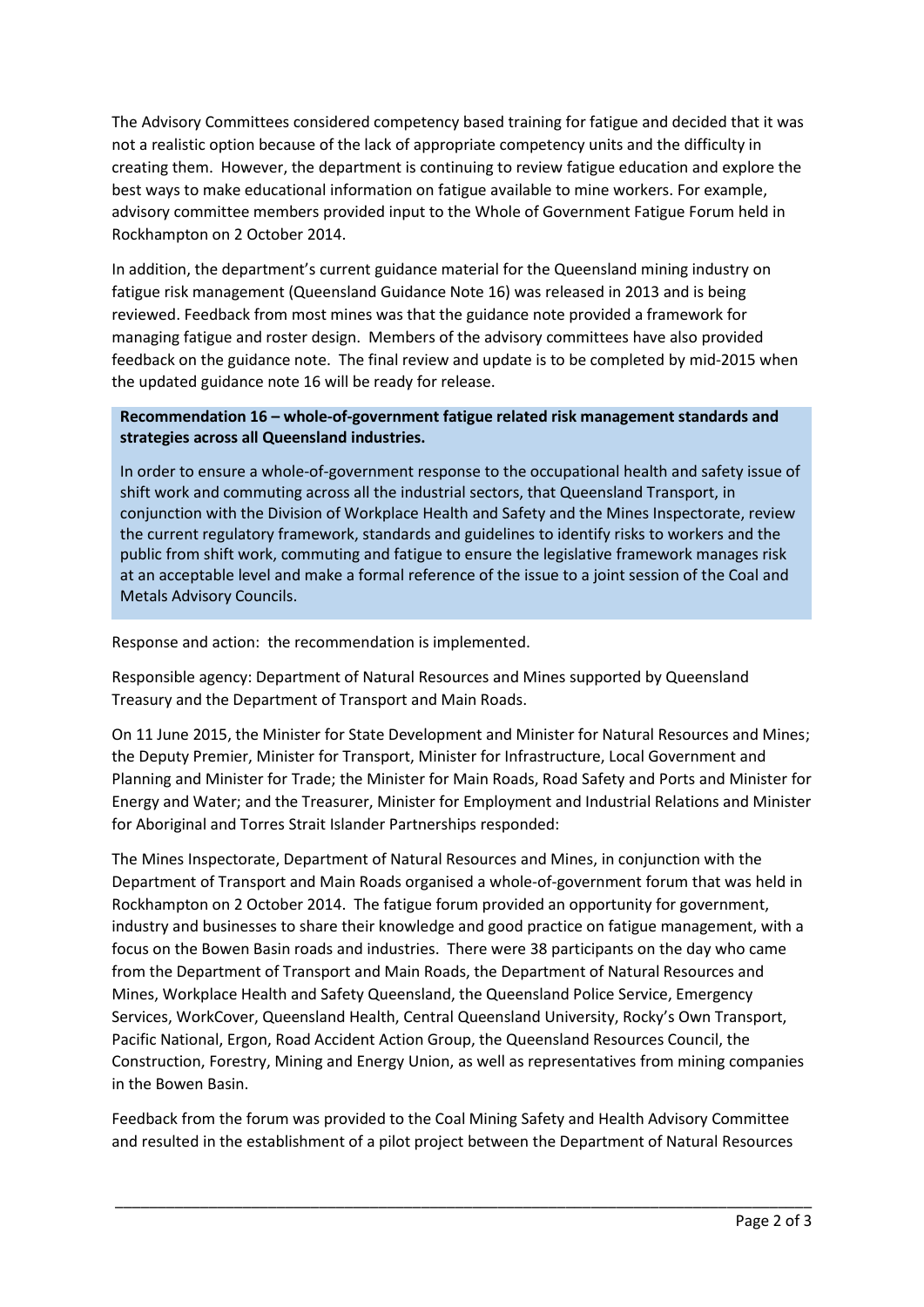The Advisory Committees considered competency based training for fatigue and decided that it was not a realistic option because of the lack of appropriate competency units and the difficulty in creating them. However, the department is continuing to review fatigue education and explore the best ways to make educational information on fatigue available to mine workers. For example, advisory committee members provided input to the Whole of Government Fatigue Forum held in Rockhampton on 2 October 2014.

In addition, the department's current guidance material for the Queensland mining industry on fatigue risk management (Queensland Guidance Note 16) was released in 2013 and is being reviewed. Feedback from most mines was that the guidance note provided a framework for managing fatigue and roster design. Members of the advisory committees have also provided feedback on the guidance note. The final review and update is to be completed by mid-2015 when the updated guidance note 16 will be ready for release.

> **Recommendation 16 – whole-of-government fatigue related risk management standards and strategies across all Queensland industries.**
>
> In order to ensure a whole-of-government response to the occupational health and safety issue of shift work and commuting across all the industrial sectors, that Queensland Transport, in conjunction with the Division of Workplace Health and Safety and the Mines Inspectorate, review the current regulatory framework, standards and guidelines to identify risks to workers and the public from shift work, commuting and fatigue to ensure the legislative framework manages risk at an acceptable level and make a formal reference of the issue to a joint session of the Coal and Metals Advisory Councils.

Response and action: the recommendation is implemented.

Responsible agency: Department of Natural Resources and Mines supported by Queensland Treasury and the Department of Transport and Main Roads.

On 11 June 2015, the Minister for State Development and Minister for Natural Resources and Mines; the Deputy Premier, Minister for Transport, Minister for Infrastructure, Local Government and Planning and Minister for Trade; the Minister for Main Roads, Road Safety and Ports and Minister for Energy and Water; and the Treasurer, Minister for Employment and Industrial Relations and Minister for Aboriginal and Torres Strait Islander Partnerships responded:

The Mines Inspectorate, Department of Natural Resources and Mines, in conjunction with the Department of Transport and Main Roads organised a whole-of-government forum that was held in Rockhampton on 2 October 2014. The fatigue forum provided an opportunity for government, industry and businesses to share their knowledge and good practice on fatigue management, with a focus on the Bowen Basin roads and industries. There were 38 participants on the day who came from the Department of Transport and Main Roads, the Department of Natural Resources and Mines, Workplace Health and Safety Queensland, the Queensland Police Service, Emergency Services, WorkCover, Queensland Health, Central Queensland University, Rocky's Own Transport, Pacific National, Ergon, Road Accident Action Group, the Queensland Resources Council, the Construction, Forestry, Mining and Energy Union, as well as representatives from mining companies in the Bowen Basin.

Feedback from the forum was provided to the Coal Mining Safety and Health Advisory Committee and resulted in the establishment of a pilot project between the Department of Natural Resources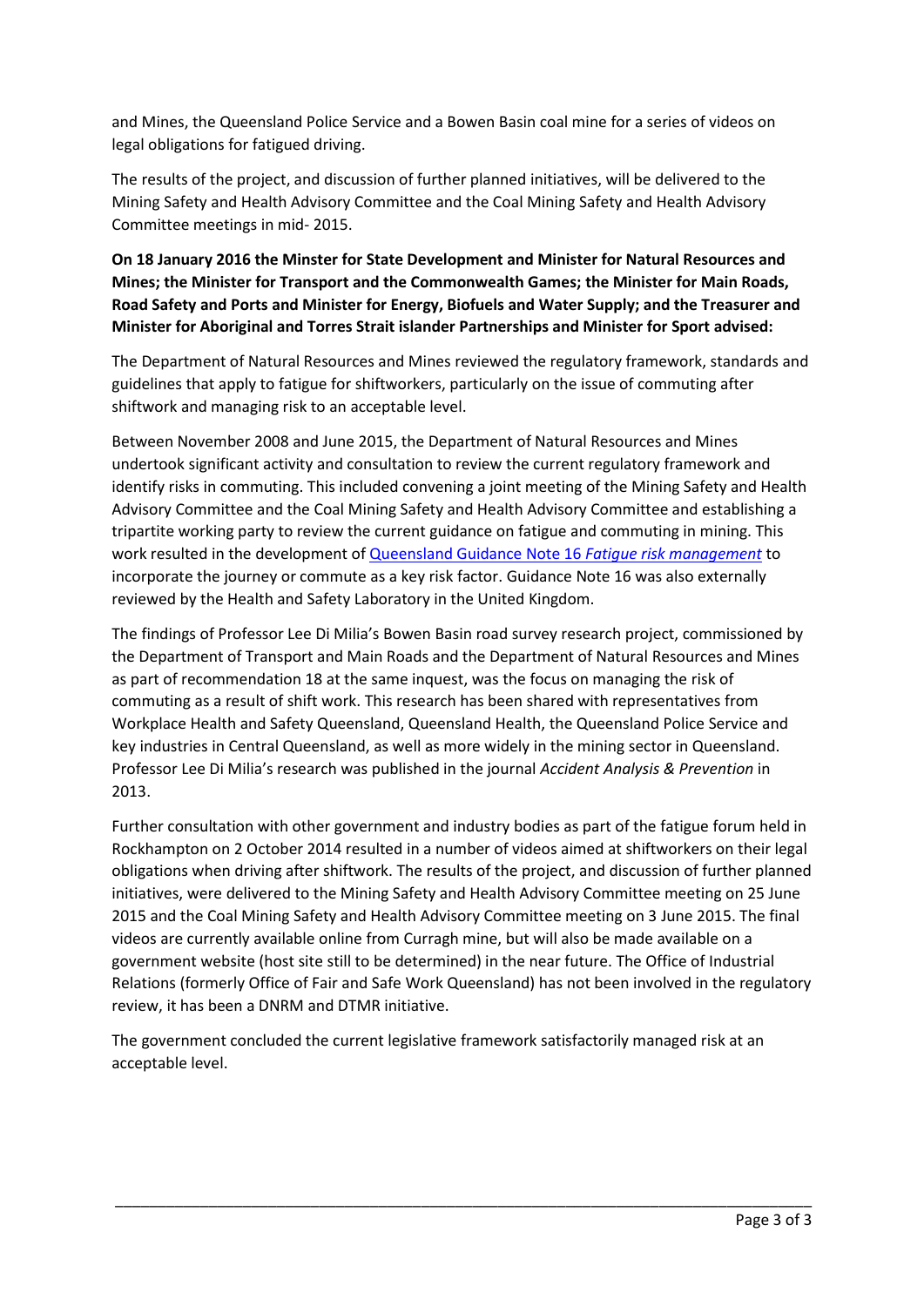and Mines, the Queensland Police Service and a Bowen Basin coal mine for a series of videos on legal obligations for fatigued driving.

The results of the project, and discussion of further planned initiatives, will be delivered to the Mining Safety and Health Advisory Committee and the Coal Mining Safety and Health Advisory Committee meetings in mid- 2015.

**On 18 January 2016 the Minster for State Development and Minister for Natural Resources and Mines; the Minister for Transport and the Commonwealth Games; the Minister for Main Roads, Road Safety and Ports and Minister for Energy, Biofuels and Water Supply; and the Treasurer and Minister for Aboriginal and Torres Strait islander Partnerships and Minister for Sport advised:**

The Department of Natural Resources and Mines reviewed the regulatory framework, standards and guidelines that apply to fatigue for shiftworkers, particularly on the issue of commuting after shiftwork and managing risk to an acceptable level.

Between November 2008 and June 2015, the Department of Natural Resources and Mines undertook significant activity and consultation to review the current regulatory framework and identify risks in commuting. This included convening a joint meeting of the Mining Safety and Health Advisory Committee and the Coal Mining Safety and Health Advisory Committee and establishing a tripartite working party to review the current guidance on fatigue and commuting in mining. This work resulted in the development of [Queensland Guidance Note 16 *Fatigue risk management*] to incorporate the journey or commute as a key risk factor. Guidance Note 16 was also externally reviewed by the Health and Safety Laboratory in the United Kingdom.

The findings of Professor Lee Di Milia's Bowen Basin road survey research project, commissioned by the Department of Transport and Main Roads and the Department of Natural Resources and Mines as part of recommendation 18 at the same inquest, was the focus on managing the risk of commuting as a result of shift work. This research has been shared with representatives from Workplace Health and Safety Queensland, Queensland Health, the Queensland Police Service and key industries in Central Queensland, as well as more widely in the mining sector in Queensland. Professor Lee Di Milia's research was published in the journal *Accident Analysis & Prevention* in 2013.

Further consultation with other government and industry bodies as part of the fatigue forum held in Rockhampton on 2 October 2014 resulted in a number of videos aimed at shiftworkers on their legal obligations when driving after shiftwork. The results of the project, and discussion of further planned initiatives, were delivered to the Mining Safety and Health Advisory Committee meeting on 25 June 2015 and the Coal Mining Safety and Health Advisory Committee meeting on 3 June 2015. The final videos are currently available online from Curragh mine, but will also be made available on a government website (host site still to be determined) in the near future. The Office of Industrial Relations (formerly Office of Fair and Safe Work Queensland) has not been involved in the regulatory review, it has been a DNRM and DTMR initiative.

The government concluded the current legislative framework satisfactorily managed risk at an acceptable level.